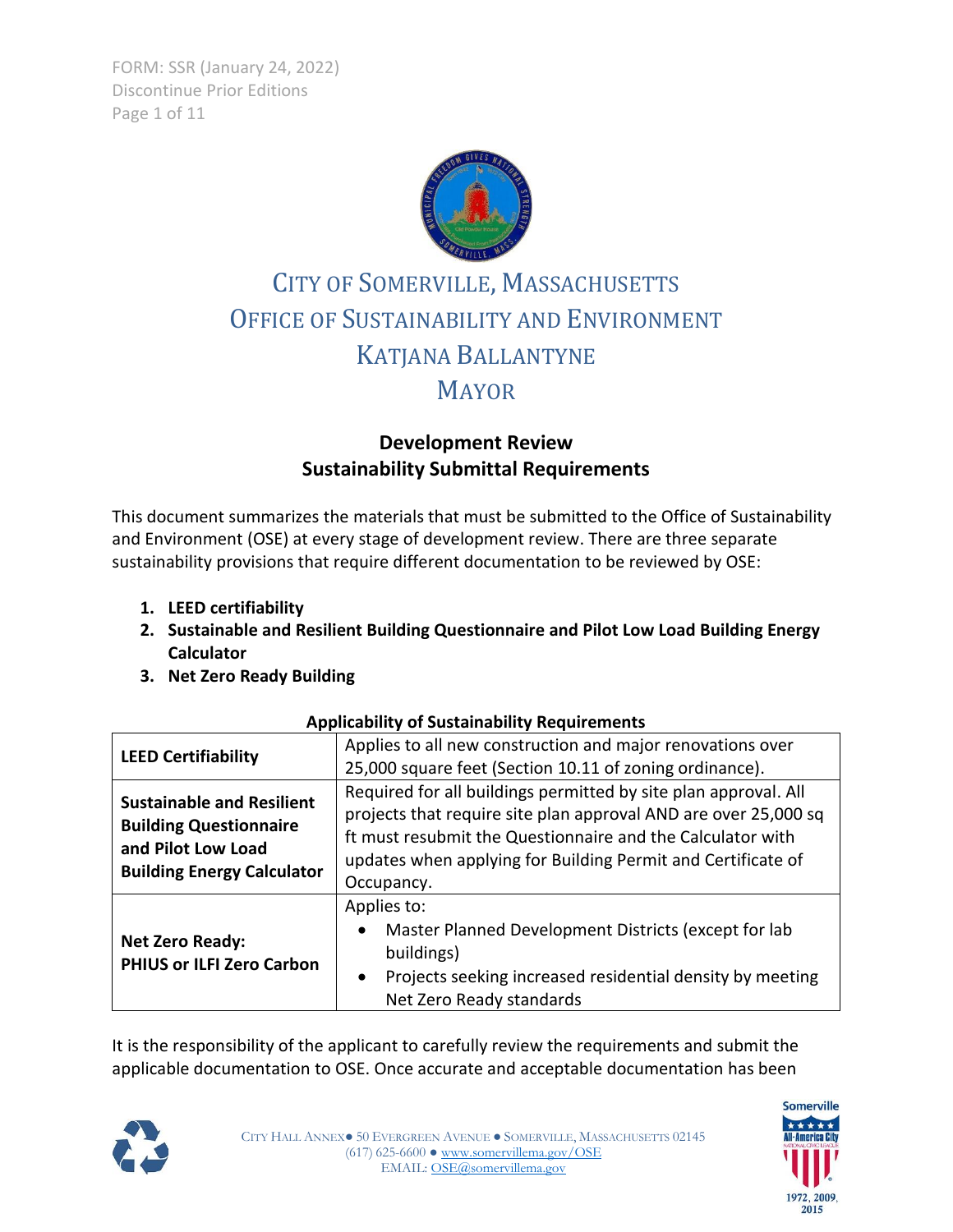# City of Somerville, Massachusetts
# Office of Sustainability and Environment
# Katjana Ballantyne
# Mayor

## Development Review
## Sustainability Submittal Requirements

This document summarizes the materials that must be submitted to the Office of Sustainability and Environment (OSE) at every stage of development review. There are three separate sustainability provisions that require different documentation to be reviewed by OSE:

1. **LEED certifiability**
2. **Sustainable and Resilient Building Questionnaire and Pilot Low Load Building Energy Calculator**
3. **Net Zero Ready Building**

**Applicability of Sustainability Requirements**

| | |
|---|---|
| **LEED Certifiability** | Applies to all new construction and major renovations over 25,000 square feet (Section 10.11 of zoning ordinance). |
| **Sustainable and Resilient Building Questionnaire and Pilot Low Load Building Energy Calculator** | Required for all buildings permitted by site plan approval. All projects that require site plan approval AND are over 25,000 sq ft must resubmit the Questionnaire and the Calculator with updates when applying for Building Permit and Certificate of Occupancy. |
| **Net Zero Ready: PHIUS or ILFI Zero Carbon** | Applies to: <br>• Master Planned Development Districts (except for lab buildings) <br>• Projects seeking increased residential density by meeting Net Zero Ready standards |

It is the responsibility of the applicant to carefully review the requirements and submit the applicable documentation to OSE. Once accurate and acceptable documentation has been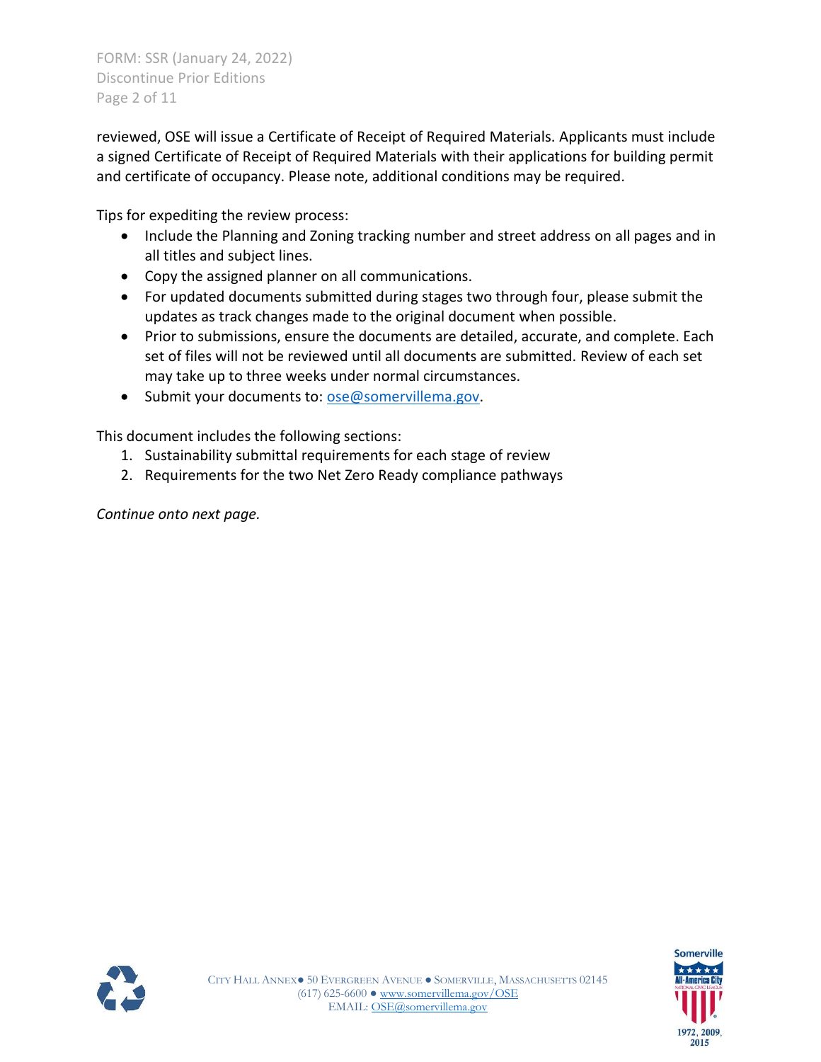reviewed, OSE will issue a Certificate of Receipt of Required Materials. Applicants must include a signed Certificate of Receipt of Required Materials with their applications for building permit and certificate of occupancy. Please note, additional conditions may be required.

Tips for expediting the review process:

- Include the Planning and Zoning tracking number and street address on all pages and in all titles and subject lines.
- Copy the assigned planner on all communications.
- For updated documents submitted during stages two through four, please submit the updates as track changes made to the original document when possible.
- Prior to submissions, ensure the documents are detailed, accurate, and complete. Each set of files will not be reviewed until all documents are submitted. Review of each set may take up to three weeks under normal circumstances.
- Submit your documents to: [ose@somervillema.gov](mailto:ose@somervillema.gov).

This document includes the following sections:

1. Sustainability submittal requirements for each stage of review
2. Requirements for the two Net Zero Ready compliance pathways

*Continue onto next page.*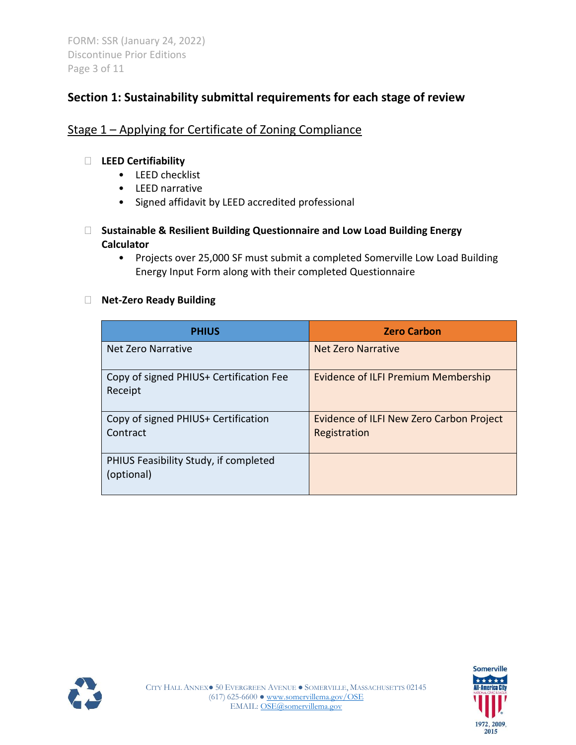## Section 1: Sustainability submittal requirements for each stage of review

### Stage 1 – Applying for Certificate of Zoning Compliance

- ☐ **LEED Certifiability**
  - LEED checklist
  - LEED narrative
  - Signed affidavit by LEED accredited professional

- ☐ **Sustainable & Resilient Building Questionnaire and Low Load Building Energy Calculator**
  - Projects over 25,000 SF must submit a completed Somerville Low Load Building Energy Input Form along with their completed Questionnaire

- ☐ **Net-Zero Ready Building**

| PHIUS | Zero Carbon |
|---|---|
| Net Zero Narrative | Net Zero Narrative |
| Copy of signed PHIUS+ Certification Fee Receipt | Evidence of ILFI Premium Membership |
| Copy of signed PHIUS+ Certification Contract | Evidence of ILFI New Zero Carbon Project Registration |
| PHIUS Feasibility Study, if completed (optional) | |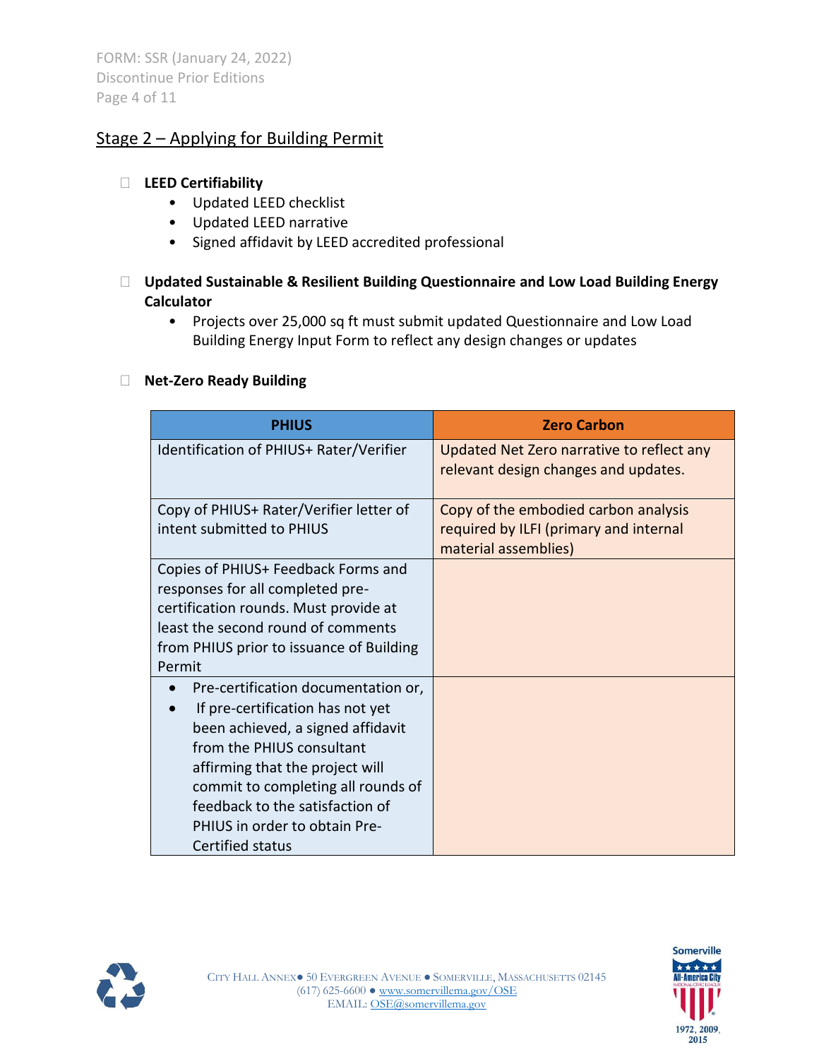## Stage 2 – Applying for Building Permit

- ☐ **LEED Certifiability**
  - Updated LEED checklist
  - Updated LEED narrative
  - Signed affidavit by LEED accredited professional

- ☐ **Updated Sustainable & Resilient Building Questionnaire and Low Load Building Energy Calculator**
  - Projects over 25,000 sq ft must submit updated Questionnaire and Low Load Building Energy Input Form to reflect any design changes or updates

- ☐ **Net-Zero Ready Building**

| PHIUS | Zero Carbon |
|---|---|
| Identification of PHIUS+ Rater/Verifier | Updated Net Zero narrative to reflect any relevant design changes and updates. |
| Copy of PHIUS+ Rater/Verifier letter of intent submitted to PHIUS | Copy of the embodied carbon analysis required by ILFI (primary and internal material assemblies) |
| Copies of PHIUS+ Feedback Forms and responses for all completed pre-certification rounds. Must provide at least the second round of comments from PHIUS prior to issuance of Building Permit | |
| • Pre-certification documentation or, <br> • If pre-certification has not yet been achieved, a signed affidavit from the PHIUS consultant affirming that the project will commit to completing all rounds of feedback to the satisfaction of PHIUS in order to obtain Pre-Certified status | |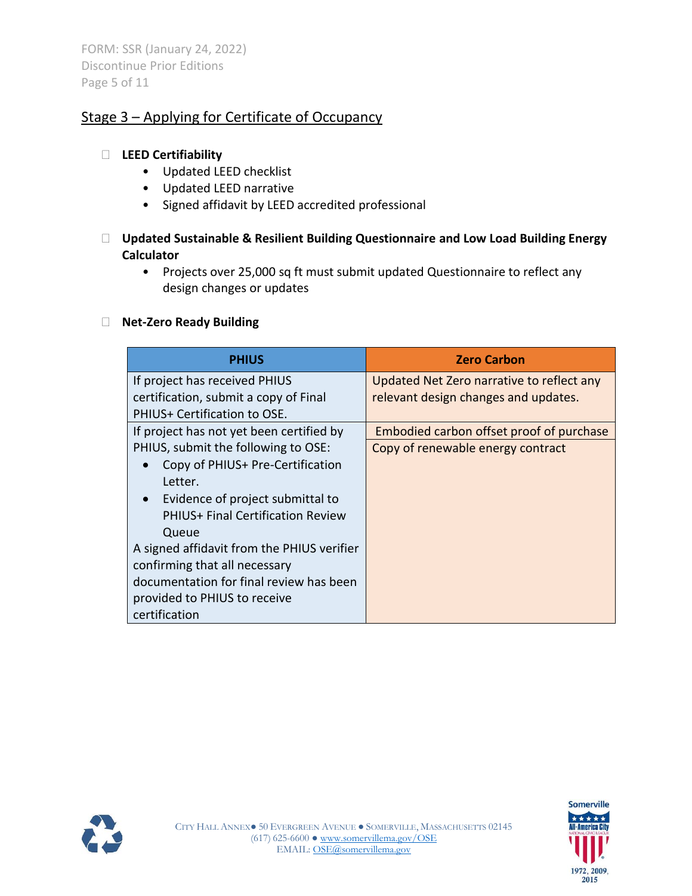## Stage 3 – Applying for Certificate of Occupancy

- ☐ **LEED Certifiability**
  - Updated LEED checklist
  - Updated LEED narrative
  - Signed affidavit by LEED accredited professional

- ☐ **Updated Sustainable & Resilient Building Questionnaire and Low Load Building Energy Calculator**
  - Projects over 25,000 sq ft must submit updated Questionnaire to reflect any design changes or updates

- ☐ **Net-Zero Ready Building**

| PHIUS | Zero Carbon |
| --- | --- |
| If project has received PHIUS certification, submit a copy of Final PHIUS+ Certification to OSE. | Updated Net Zero narrative to reflect any relevant design changes and updates. |
| If project has not yet been certified by PHIUS, submit the following to OSE:<br>• Copy of PHIUS+ Pre-Certification Letter.<br>• Evidence of project submittal to PHIUS+ Final Certification Review Queue<br>A signed affidavit from the PHIUS verifier confirming that all necessary documentation for final review has been provided to PHIUS to receive certification | Embodied carbon offset proof of purchase<br>Copy of renewable energy contract |

City Hall Annex ● 50 Evergreen Avenue ● Somerville, Massachusetts 02145
(617) 625-6600 ● www.somervillema.gov/OSE
EMAIL: OSE@somervillema.gov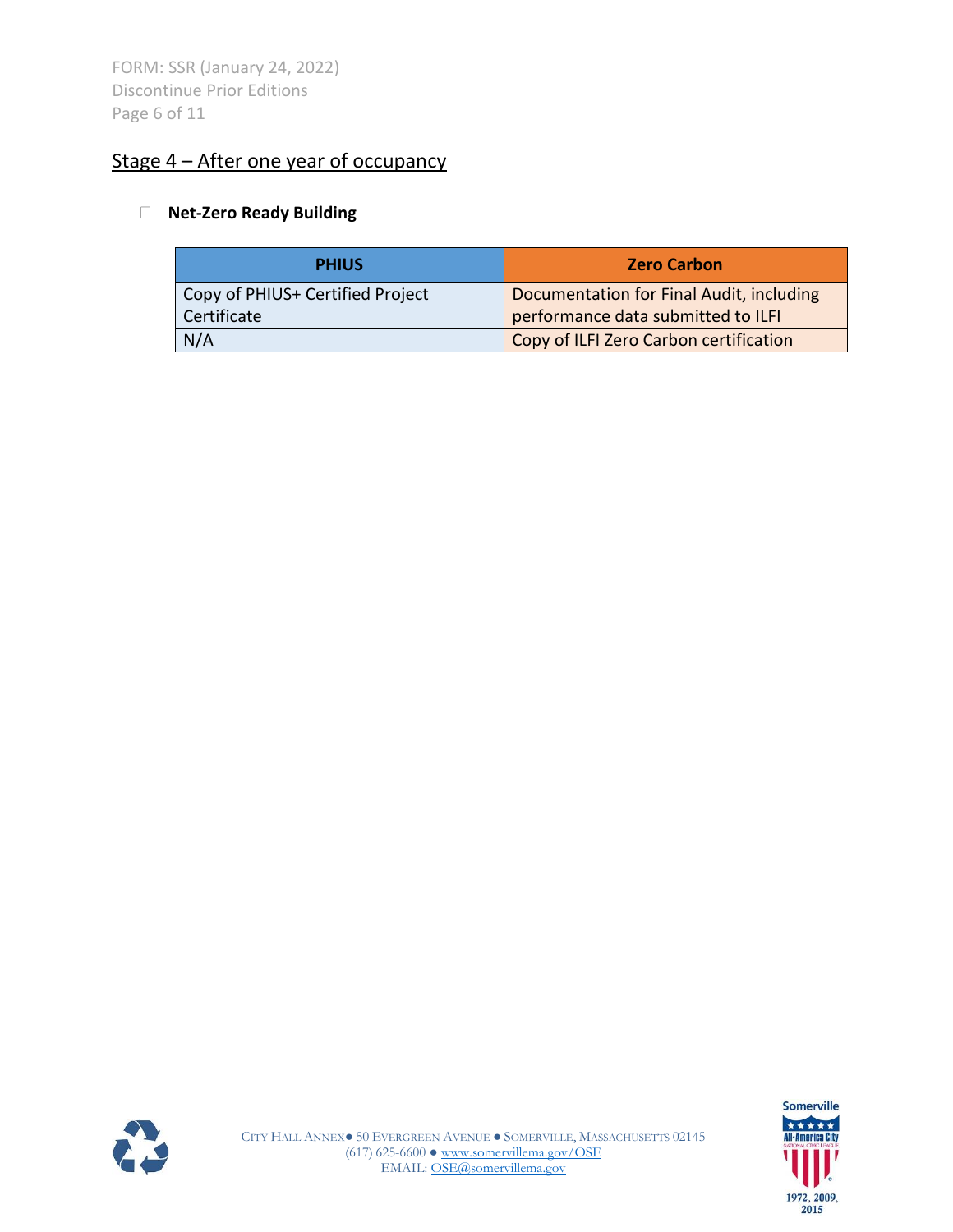## Stage 4 – After one year of occupancy

☐ **Net-Zero Ready Building**

| PHIUS | Zero Carbon |
|---|---|
| Copy of PHIUS+ Certified Project Certificate | Documentation for Final Audit, including performance data submitted to ILFI |
| N/A | Copy of ILFI Zero Carbon certification |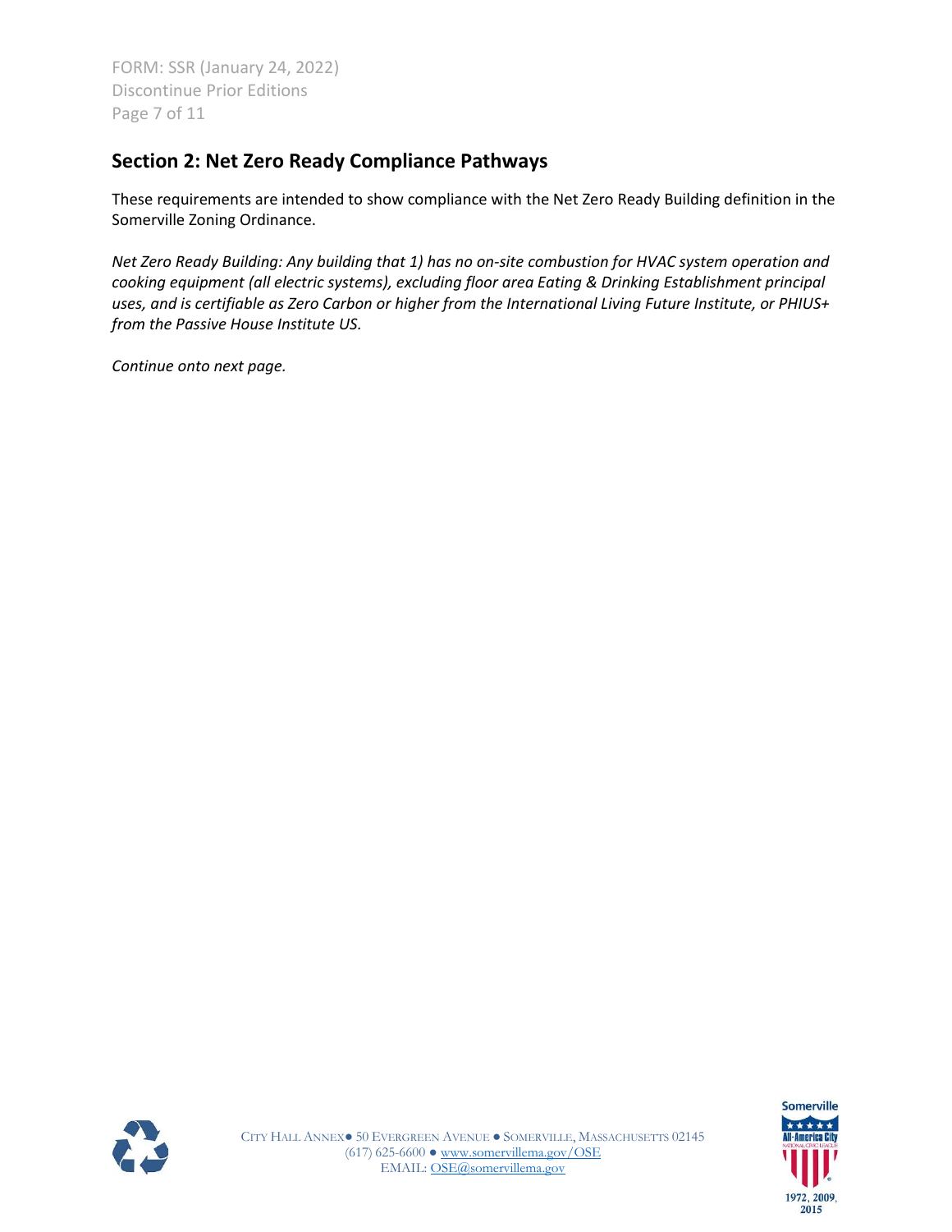## Section 2: Net Zero Ready Compliance Pathways

These requirements are intended to show compliance with the Net Zero Ready Building definition in the Somerville Zoning Ordinance.

*Net Zero Ready Building: Any building that 1) has no on-site combustion for HVAC system operation and cooking equipment (all electric systems), excluding floor area Eating & Drinking Establishment principal uses, and is certifiable as Zero Carbon or higher from the International Living Future Institute, or PHIUS+ from the Passive House Institute US.*

*Continue onto next page.*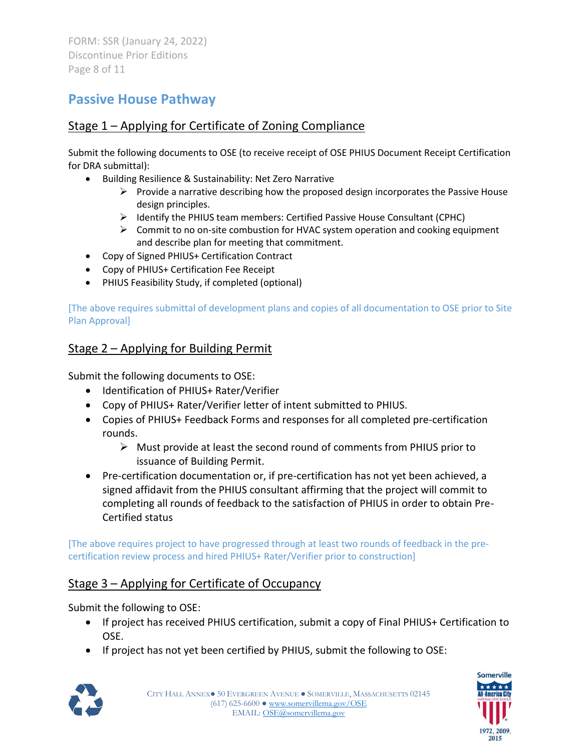## Passive House Pathway

### Stage 1 – Applying for Certificate of Zoning Compliance

Submit the following documents to OSE (to receive receipt of OSE PHIUS Document Receipt Certification for DRA submittal):

- Building Resilience & Sustainability: Net Zero Narrative
  - Provide a narrative describing how the proposed design incorporates the Passive House design principles.
  - Identify the PHIUS team members: Certified Passive House Consultant (CPHC)
  - Commit to no on-site combustion for HVAC system operation and cooking equipment and describe plan for meeting that commitment.
- Copy of Signed PHIUS+ Certification Contract
- Copy of PHIUS+ Certification Fee Receipt
- PHIUS Feasibility Study, if completed (optional)

[The above requires submittal of development plans and copies of all documentation to OSE prior to Site Plan Approval]

### Stage 2 – Applying for Building Permit

Submit the following documents to OSE:

- Identification of PHIUS+ Rater/Verifier
- Copy of PHIUS+ Rater/Verifier letter of intent submitted to PHIUS.
- Copies of PHIUS+ Feedback Forms and responses for all completed pre-certification rounds.
  - Must provide at least the second round of comments from PHIUS prior to issuance of Building Permit.
- Pre-certification documentation or, if pre-certification has not yet been achieved, a signed affidavit from the PHIUS consultant affirming that the project will commit to completing all rounds of feedback to the satisfaction of PHIUS in order to obtain Pre-Certified status

[The above requires project to have progressed through at least two rounds of feedback in the pre-certification review process and hired PHIUS+ Rater/Verifier prior to construction]

### Stage 3 – Applying for Certificate of Occupancy

Submit the following to OSE:

- If project has received PHIUS certification, submit a copy of Final PHIUS+ Certification to OSE.
- If project has not yet been certified by PHIUS, submit the following to OSE: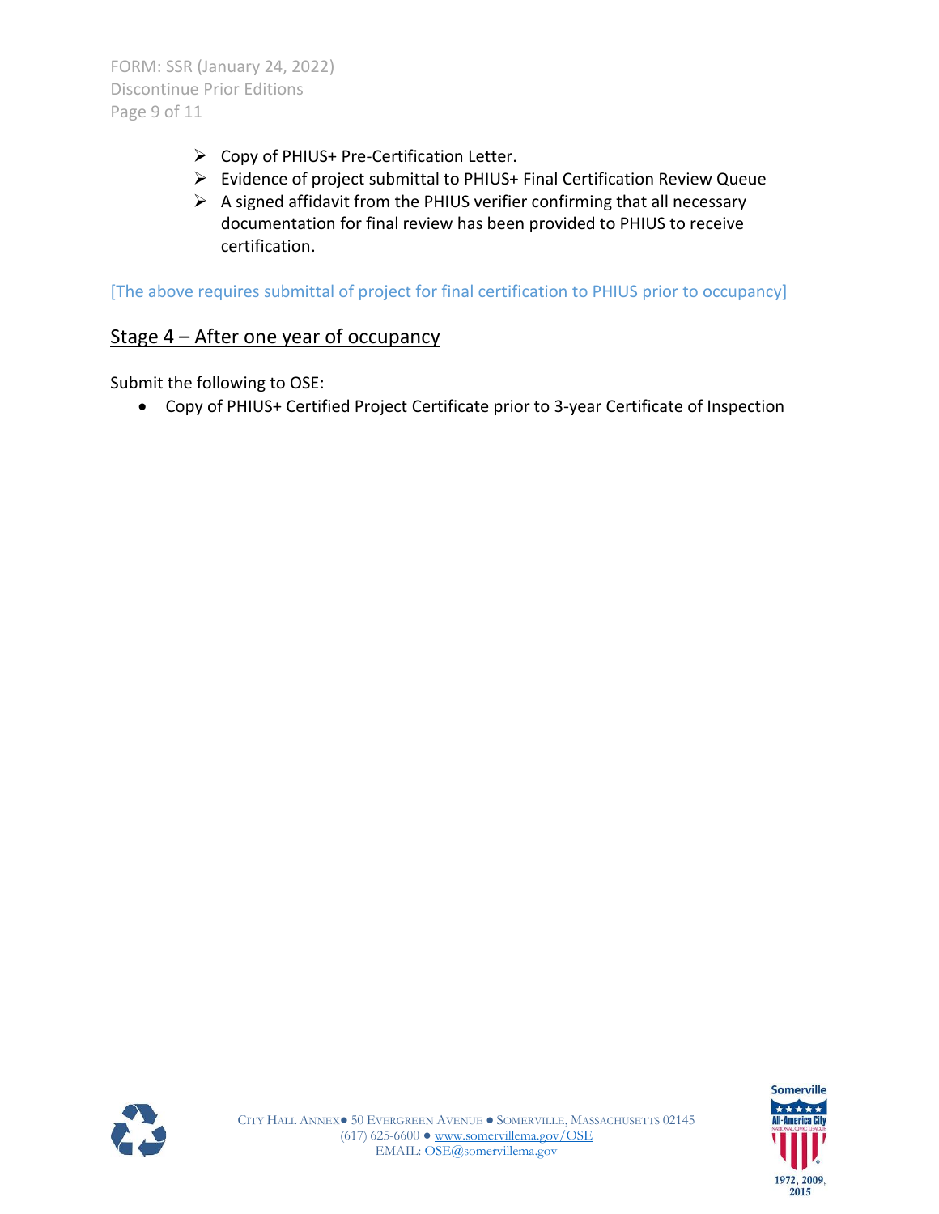- Copy of PHIUS+ Pre-Certification Letter.
- Evidence of project submittal to PHIUS+ Final Certification Review Queue
- A signed affidavit from the PHIUS verifier confirming that all necessary documentation for final review has been provided to PHIUS to receive certification.

[The above requires submittal of project for final certification to PHIUS prior to occupancy]

## Stage 4 – After one year of occupancy

Submit the following to OSE:

- Copy of PHIUS+ Certified Project Certificate prior to 3-year Certificate of Inspection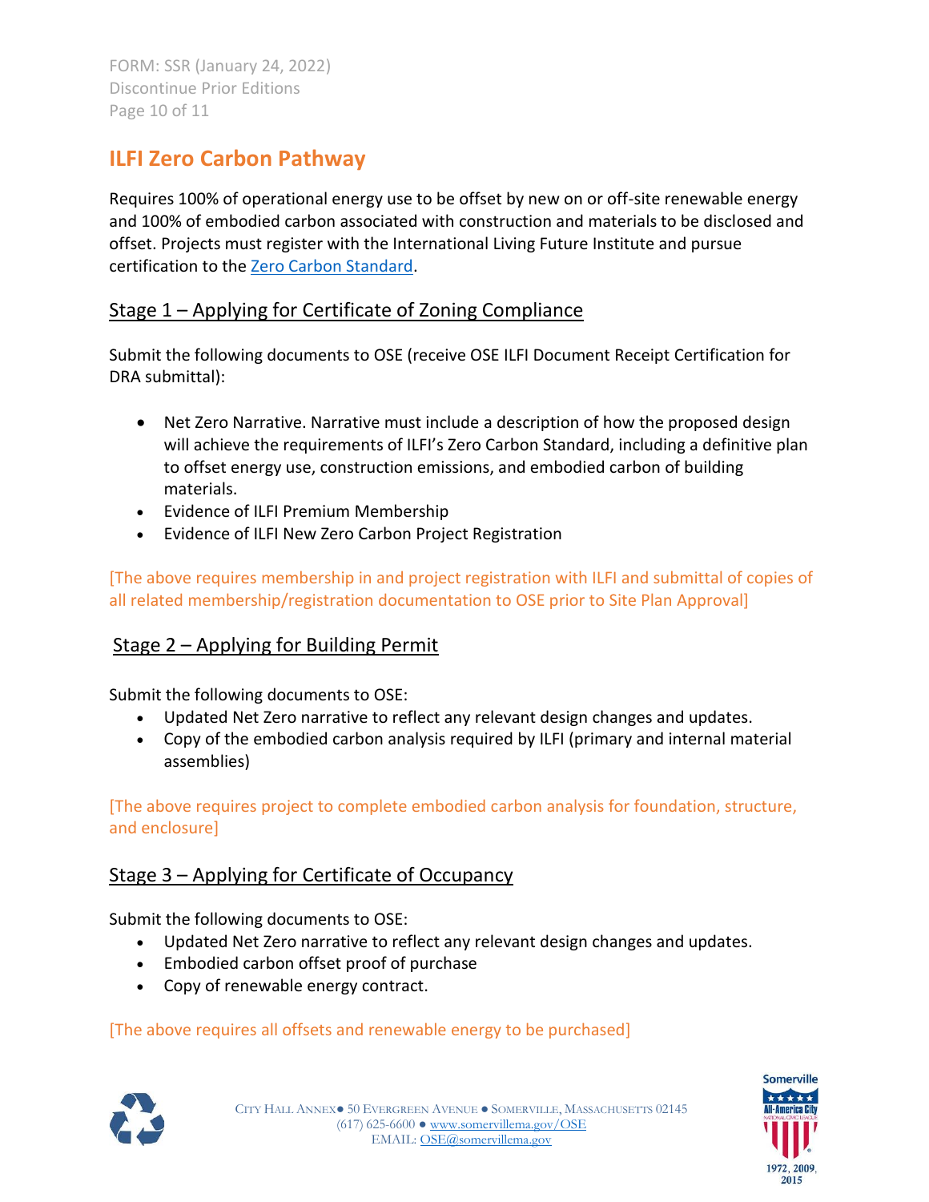## ILFI Zero Carbon Pathway

Requires 100% of operational energy use to be offset by new on or off-site renewable energy and 100% of embodied carbon associated with construction and materials to be disclosed and offset. Projects must register with the International Living Future Institute and pursue certification to the Zero Carbon Standard.

### Stage 1 – Applying for Certificate of Zoning Compliance

Submit the following documents to OSE (receive OSE ILFI Document Receipt Certification for DRA submittal):

- Net Zero Narrative. Narrative must include a description of how the proposed design will achieve the requirements of ILFI's Zero Carbon Standard, including a definitive plan to offset energy use, construction emissions, and embodied carbon of building materials.
- Evidence of ILFI Premium Membership
- Evidence of ILFI New Zero Carbon Project Registration

[The above requires membership in and project registration with ILFI and submittal of copies of all related membership/registration documentation to OSE prior to Site Plan Approval]

### Stage 2 – Applying for Building Permit

Submit the following documents to OSE:

- Updated Net Zero narrative to reflect any relevant design changes and updates.
- Copy of the embodied carbon analysis required by ILFI (primary and internal material assemblies)

[The above requires project to complete embodied carbon analysis for foundation, structure, and enclosure]

### Stage 3 – Applying for Certificate of Occupancy

Submit the following documents to OSE:

- Updated Net Zero narrative to reflect any relevant design changes and updates.
- Embodied carbon offset proof of purchase
- Copy of renewable energy contract.

[The above requires all offsets and renewable energy to be purchased]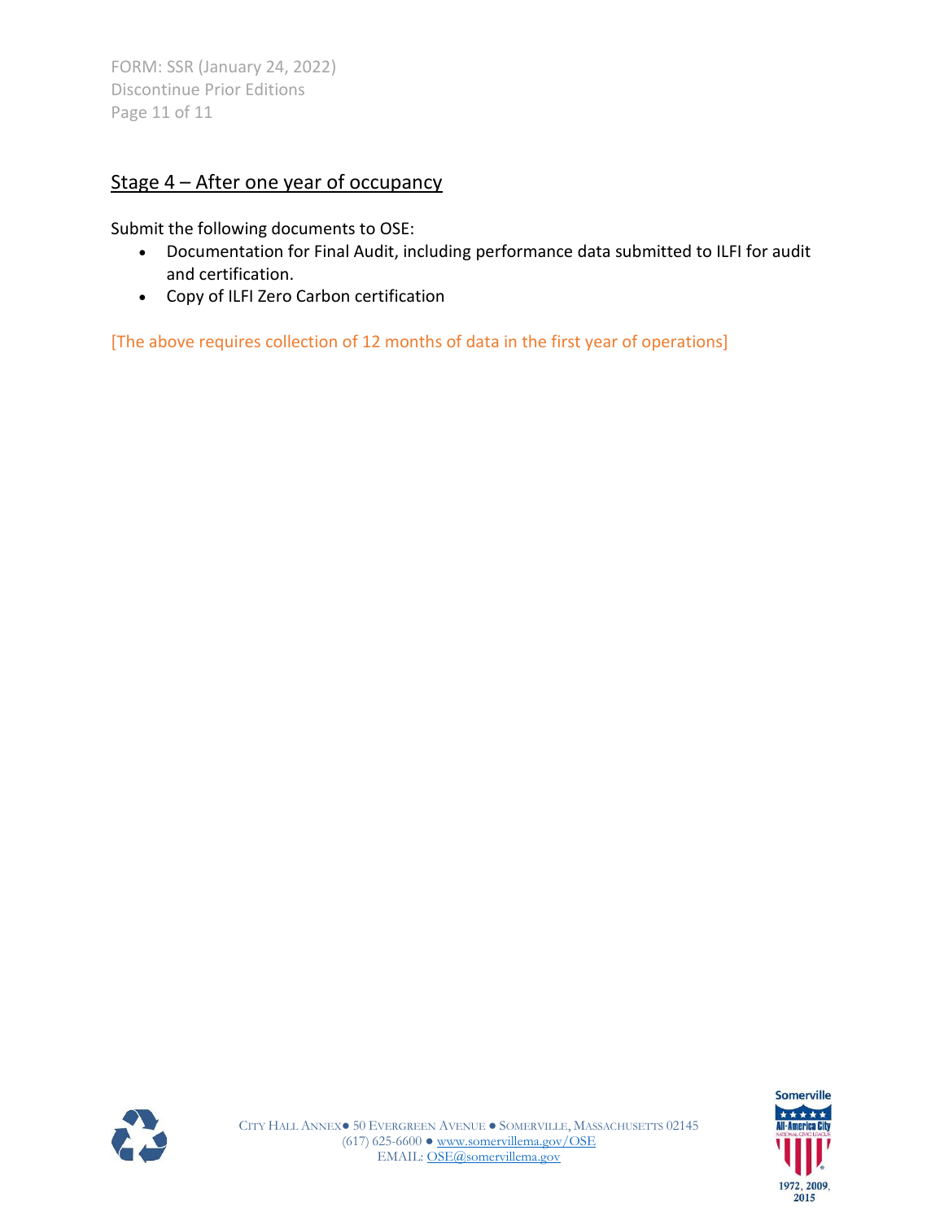## Stage 4 – After one year of occupancy

Submit the following documents to OSE:

- Documentation for Final Audit, including performance data submitted to ILFI for audit and certification.
- Copy of ILFI Zero Carbon certification

[The above requires collection of 12 months of data in the first year of operations]